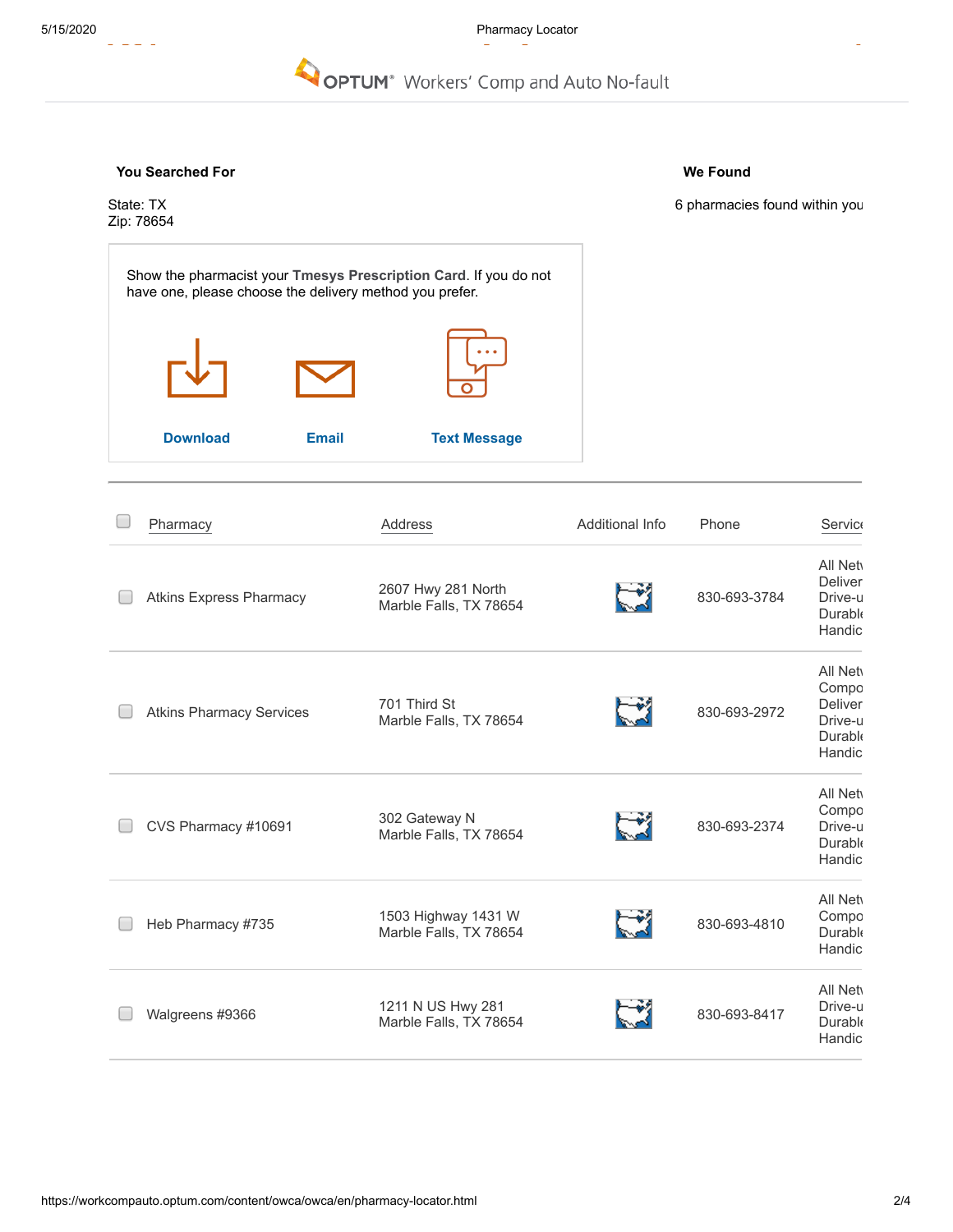OPTUM® Workers' Comp and Auto No-fault

**You Searched For**

State: TX
Zip: 78654

**We Found**

6 pharmacies found within you

Show the pharmacist your **Tmesys Prescription Card**. If you do not have one, please choose the delivery method you prefer.

Download | Email | Text Message

| Pharmacy | Address | Additional Info | Phone | Servic |
|---|---|---|---|---|
| Atkins Express Pharmacy | 2607 Hwy 281 North<br>Marble Falls, TX 78654 | | 830-693-3784 | All Netv<br>Deliver<br>Drive-u<br>Durabl<br>Handic |
| Atkins Pharmacy Services | 701 Third St<br>Marble Falls, TX 78654 | | 830-693-2972 | All Netv<br>Compo<br>Deliver<br>Drive-u<br>Durabl<br>Handic |
| CVS Pharmacy #10691 | 302 Gateway N<br>Marble Falls, TX 78654 | | 830-693-2374 | All Netv<br>Compo<br>Drive-u<br>Durabl<br>Handic |
| Heb Pharmacy #735 | 1503 Highway 1431 W<br>Marble Falls, TX 78654 | | 830-693-4810 | All Netv<br>Compo<br>Durabl<br>Handic |
| Walgreens #9366 | 1211 N US Hwy 281<br>Marble Falls, TX 78654 | | 830-693-8417 | All Netv<br>Drive-u<br>Durabl<br>Handic |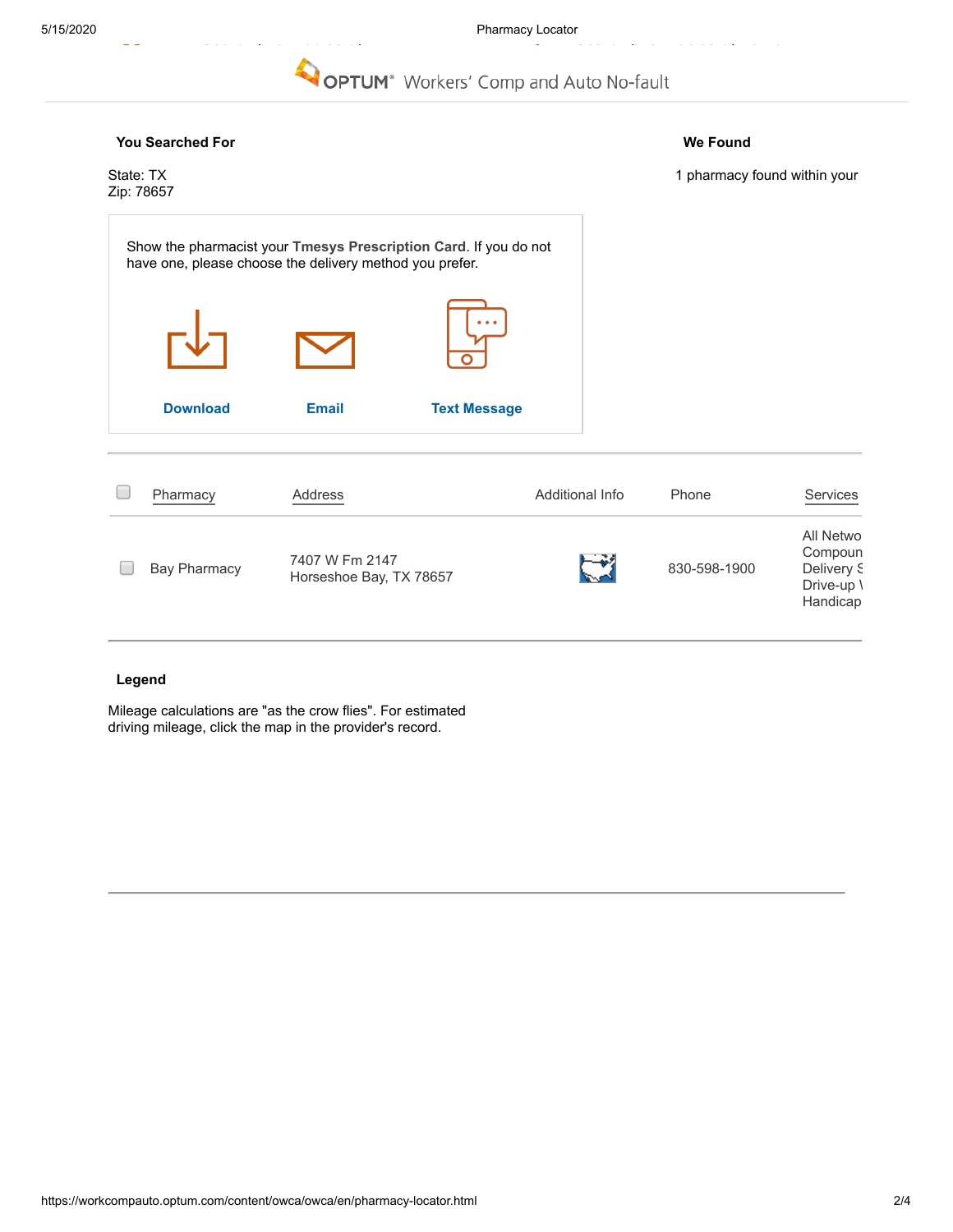# OPTUM® Workers' Comp and Auto No-fault

**You Searched For**

State: TX
Zip: 78657

**We Found**

1 pharmacy found within your

Show the pharmacist your **Tmesys Prescription Card**. If you do not have one, please choose the delivery method you prefer.

**Download** **Email** **Text Message**

| Pharmacy | Address | Additional Info | Phone | Services |
|---|---|---|---|---|
| Bay Pharmacy | 7407 W Fm 2147 Horseshoe Bay, TX 78657 | | 830-598-1900 | All Netwo Compoun Delivery S Drive-up \ Handicap |

**Legend**

Mileage calculations are "as the crow flies". For estimated driving mileage, click the map in the provider's record.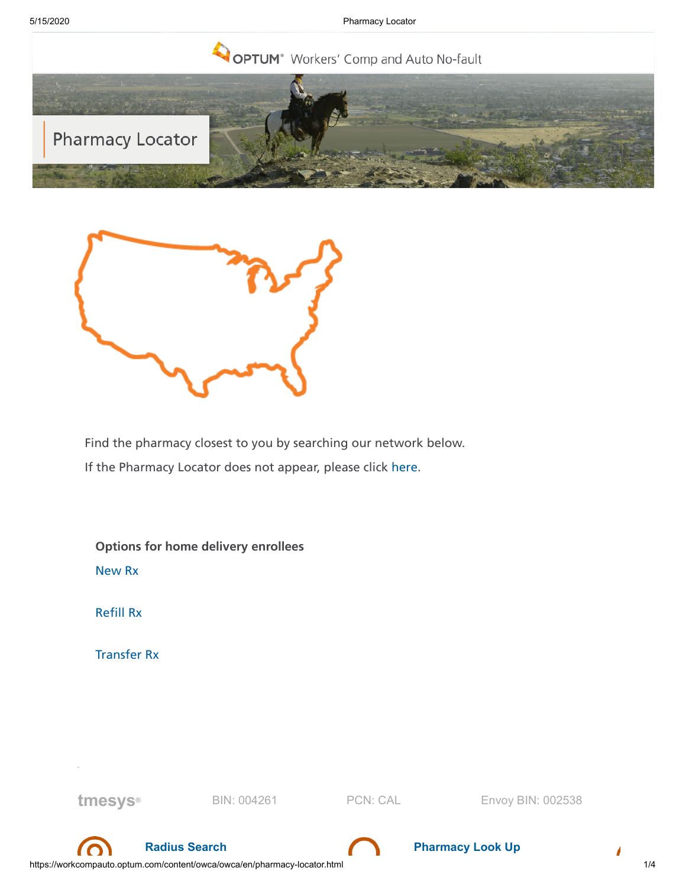OPTUM® Workers' Comp and Auto No-fault

# Pharmacy Locator

Find the pharmacy closest to you by searching our network below.

If the Pharmacy Locator does not appear, please click here.

**Options for home delivery enrollees**

New Rx

Refill Rx

Transfer Rx

tmesys® BIN: 004261 PCN: CAL Envoy BIN: 002538

**Radius Search** **Pharmacy Look Up**